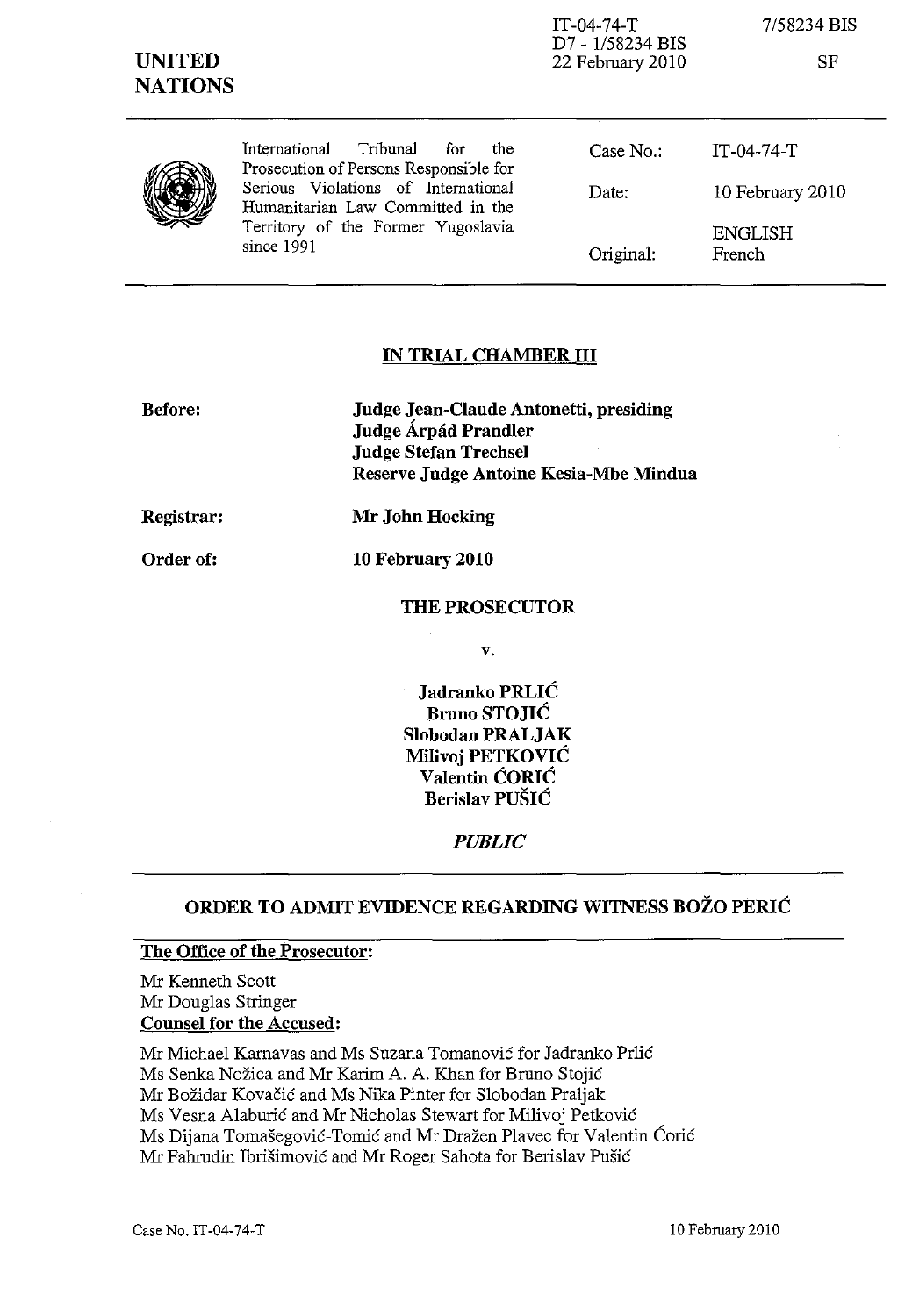IT-04-74-T
D7 - 1/58234 BIS
22 February 2010

7/58234 BIS

SF

**UNITED NATIONS**

International Tribunal for the Prosecution of Persons Responsible for Serious Violations of International Humanitarian Law Committed in the Territory of the Former Yugoslavia since 1991

| | |
|---|---|
| Case No.: | IT-04-74-T |
| Date: | 10 February 2010 |
| Original: | ENGLISH French |

## IN TRIAL CHAMBER III

**Before:** **Judge Jean-Claude Antonetti, presiding**
**Judge Árpád Prandler**
**Judge Stefan Trechsel**
**Reserve Judge Antoine Kesia-Mbe Mindua**

**Registrar:** **Mr John Hocking**

**Order of:** **10 February 2010**

**THE PROSECUTOR**

**v.**

**Jadranko PRLIĆ**
**Bruno STOJIĆ**
**Slobodan PRALJAK**
**Milivoj PETKOVIĆ**
**Valentin ĆORIĆ**
**Berislav PUŠIĆ**

*PUBLIC*

## ORDER TO ADMIT EVIDENCE REGARDING WITNESS BOŽO PERIĆ

**The Office of the Prosecutor:**

Mr Kenneth Scott
Mr Douglas Stringer

**Counsel for the Accused:**

Mr Michael Karnavas and Ms Suzana Tomanović for Jadranko Prlić
Ms Senka Nožica and Mr Karim A. A. Khan for Bruno Stojić
Mr Božidar Kovačić and Ms Nika Pinter for Slobodan Praljak
Ms Vesna Alaburić and Mr Nicholas Stewart for Milivoj Petković
Ms Dijana Tomašegović-Tomić and Mr Dražen Plavec for Valentin Ćorić
Mr Fahrudin Ibrišimović and Mr Roger Sahota for Berislav Pušić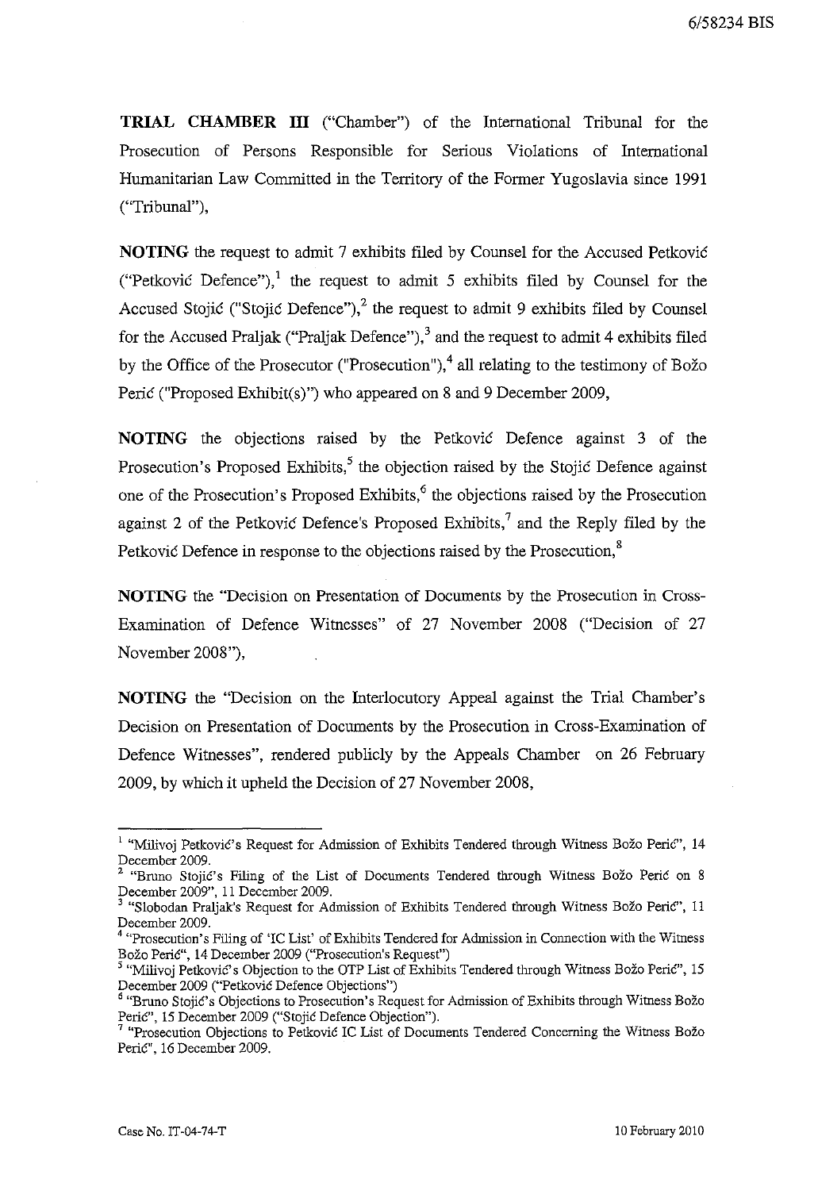**TRIAL CHAMBER III** ("Chamber") of the International Tribunal for the Prosecution of Persons Responsible for Serious Violations of International Humanitarian Law Committed in the Territory of the Former Yugoslavia since 1991 ("Tribunal"),

**NOTING** the request to admit 7 exhibits filed by Counsel for the Accused Petković ("Petković Defence"),[1] the request to admit 5 exhibits filed by Counsel for the Accused Stojić ("Stojić Defence"),[2] the request to admit 9 exhibits filed by Counsel for the Accused Praljak ("Praljak Defence"),[3] and the request to admit 4 exhibits filed by the Office of the Prosecutor ("Prosecution"),[4] all relating to the testimony of Božo Perić ("Proposed Exhibit(s)") who appeared on 8 and 9 December 2009,

**NOTING** the objections raised by the Petković Defence against 3 of the Prosecution's Proposed Exhibits,[5] the objection raised by the Stojić Defence against one of the Prosecution's Proposed Exhibits,[6] the objections raised by the Prosecution against 2 of the Petković Defence's Proposed Exhibits,[7] and the Reply filed by the Petković Defence in response to the objections raised by the Prosecution,[8]

**NOTING** the "Decision on Presentation of Documents by the Prosecution in Cross-Examination of Defence Witnesses" of 27 November 2008 ("Decision of 27 November 2008"),

**NOTING** the "Decision on the Interlocutory Appeal against the Trial Chamber's Decision on Presentation of Documents by the Prosecution in Cross-Examination of Defence Witnesses", rendered publicly by the Appeals Chamber on 26 February 2009, by which it upheld the Decision of 27 November 2008,

---

[1] "Milivoj Petković's Request for Admission of Exhibits Tendered through Witness Božo Perić", 14 December 2009.

[2] "Bruno Stojić's Filing of the List of Documents Tendered through Witness Božo Perić on 8 December 2009", 11 December 2009.

[3] "Slobodan Praljak's Request for Admission of Exhibits Tendered through Witness Božo Perić", 11 December 2009.

[4] "Prosecution's Filing of 'IC List' of Exhibits Tendered for Admission in Connection with the Witness Božo Perić", 14 December 2009 ("Prosecution's Request")

[5] "Milivoj Petković's Objection to the OTP List of Exhibits Tendered through Witness Božo Perić", 15 December 2009 ("Petković Defence Objections")

[6] "Bruno Stojić's Objections to Prosecution's Request for Admission of Exhibits through Witness Božo Perić", 15 December 2009 ("Stojić Defence Objection").

[7] "Prosecution Objections to Petković IC List of Documents Tendered Concerning the Witness Božo Perić", 16 December 2009.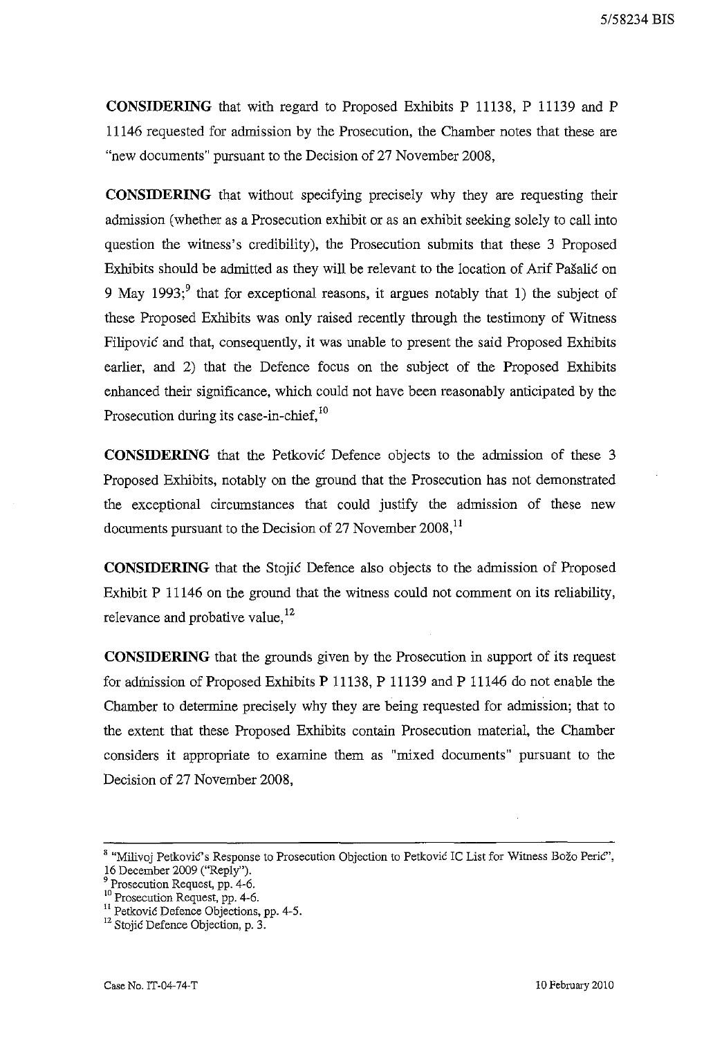**CONSIDERING** that with regard to Proposed Exhibits P 11138, P 11139 and P 11146 requested for admission by the Prosecution, the Chamber notes that these are "new documents" pursuant to the Decision of 27 November 2008,

**CONSIDERING** that without specifying precisely why they are requesting their admission (whether as a Prosecution exhibit or as an exhibit seeking solely to call into question the witness's credibility), the Prosecution submits that these 3 Proposed Exhibits should be admitted as they will be relevant to the location of Arif Pašalić on 9 May 1993;[9] that for exceptional reasons, it argues notably that 1) the subject of these Proposed Exhibits was only raised recently through the testimony of Witness Filipović and that, consequently, it was unable to present the said Proposed Exhibits earlier, and 2) that the Defence focus on the subject of the Proposed Exhibits enhanced their significance, which could not have been reasonably anticipated by the Prosecution during its case-in-chief,[10]

**CONSIDERING** that the Petković Defence objects to the admission of these 3 Proposed Exhibits, notably on the ground that the Prosecution has not demonstrated the exceptional circumstances that could justify the admission of these new documents pursuant to the Decision of 27 November 2008,[11]

**CONSIDERING** that the Stojić Defence also objects to the admission of Proposed Exhibit P 11146 on the ground that the witness could not comment on its reliability, relevance and probative value,[12]

**CONSIDERING** that the grounds given by the Prosecution in support of its request for admission of Proposed Exhibits P 11138, P 11139 and P 11146 do not enable the Chamber to determine precisely why they are being requested for admission; that to the extent that these Proposed Exhibits contain Prosecution material, the Chamber considers it appropriate to examine them as "mixed documents" pursuant to the Decision of 27 November 2008,

---

[8] "Milivoj Petković's Response to Prosecution Objection to Petković IC List for Witness Božo Perić", 16 December 2009 ("Reply").

[9] Prosecution Request, pp. 4-6.

[10] Prosecution Request, pp. 4-6.

[11] Petković Defence Objections, pp. 4-5.

[12] Stojić Defence Objection, p. 3.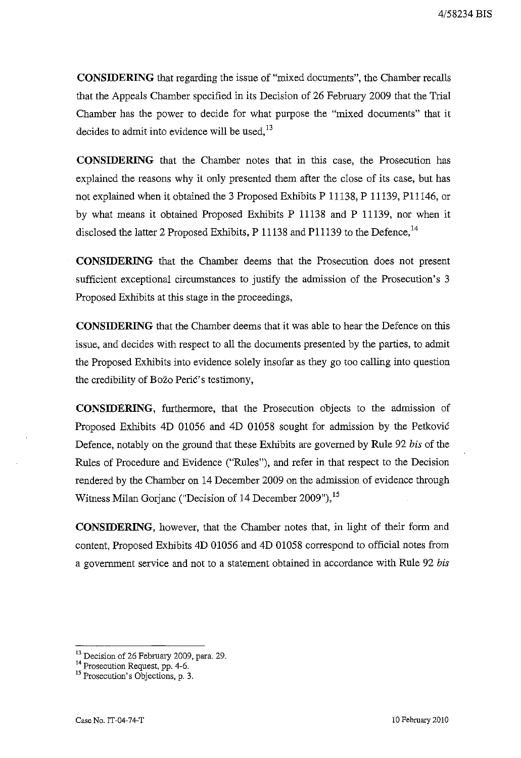**CONSIDERING** that regarding the issue of "mixed documents", the Chamber recalls that the Appeals Chamber specified in its Decision of 26 February 2009 that the Trial Chamber has the power to decide for what purpose the "mixed documents" that it decides to admit into evidence will be used,[13]

**CONSIDERING** that the Chamber notes that in this case, the Prosecution has explained the reasons why it only presented them after the close of its case, but has not explained when it obtained the 3 Proposed Exhibits P 11138, P 11139, P11146, or by what means it obtained Proposed Exhibits P 11138 and P 11139, nor when it disclosed the latter 2 Proposed Exhibits, P 11138 and P11139 to the Defence,[14]

**CONSIDERING** that the Chamber deems that the Prosecution does not present sufficient exceptional circumstances to justify the admission of the Prosecution's 3 Proposed Exhibits at this stage in the proceedings,

**CONSIDERING** that the Chamber deems that it was able to hear the Defence on this issue, and decides with respect to all the documents presented by the parties, to admit the Proposed Exhibits into evidence solely insofar as they go too calling into question the credibility of Božo Perić's testimony,

**CONSIDERING**, furthermore, that the Prosecution objects to the admission of Proposed Exhibits 4D 01056 and 4D 01058 sought for admission by the Petković Defence, notably on the ground that these Exhibits are governed by Rule 92 *bis* of the Rules of Procedure and Evidence ("Rules"), and refer in that respect to the Decision rendered by the Chamber on 14 December 2009 on the admission of evidence through Witness Milan Gorjanc ("Decision of 14 December 2009"),[15]

**CONSIDERING**, however, that the Chamber notes that, in light of their form and content, Proposed Exhibits 4D 01056 and 4D 01058 correspond to official notes from a government service and not to a statement obtained in accordance with Rule 92 *bis*

---

[13] Decision of 26 February 2009, para. 29.

[14] Prosecution Request, pp. 4-6.

[15] Prosecution's Objections, p. 3.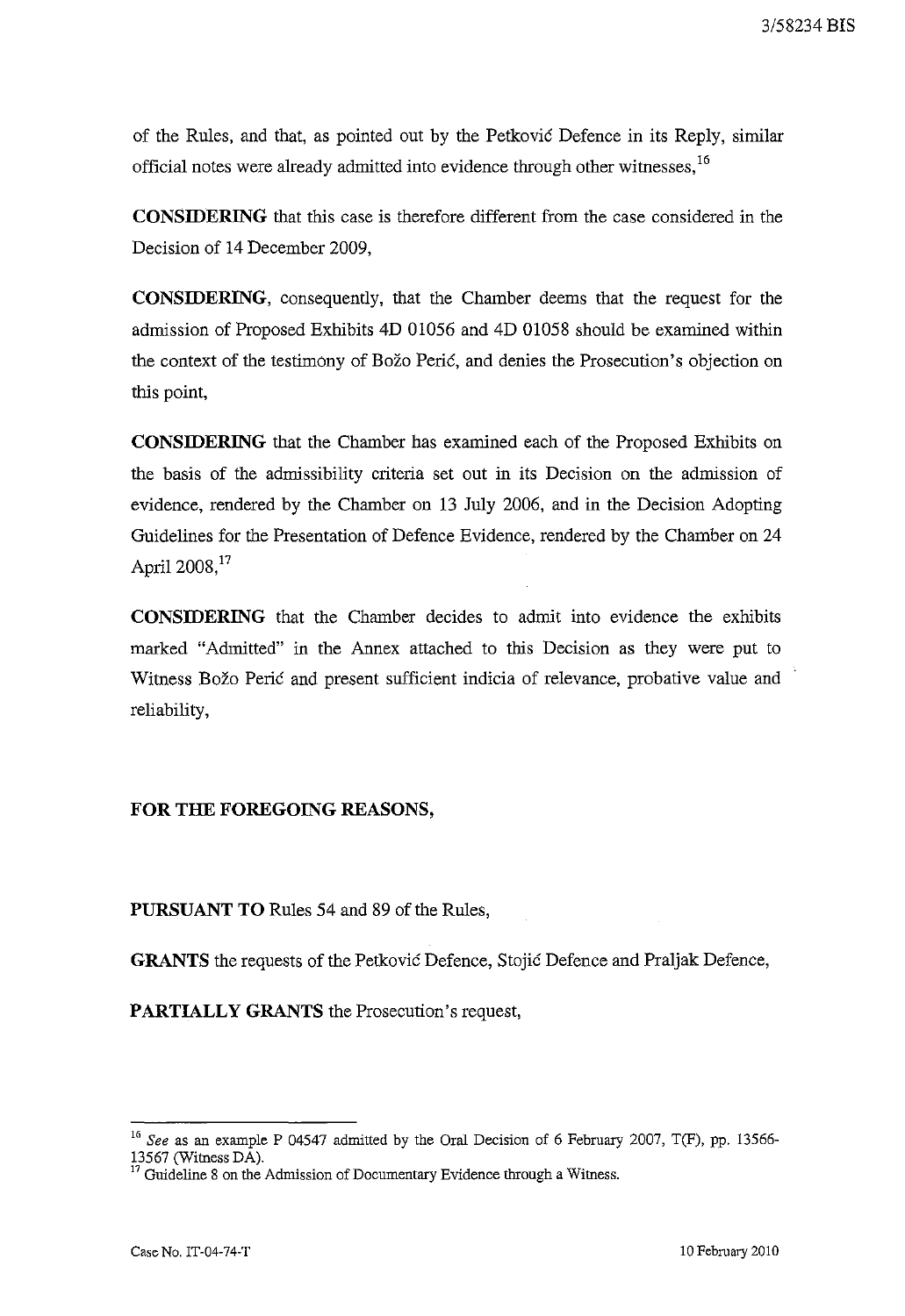of the Rules, and that, as pointed out by the Petković Defence in its Reply, similar official notes were already admitted into evidence through other witnesses,[16]

**CONSIDERING** that this case is therefore different from the case considered in the Decision of 14 December 2009,

**CONSIDERING**, consequently, that the Chamber deems that the request for the admission of Proposed Exhibits 4D 01056 and 4D 01058 should be examined within the context of the testimony of Božo Perić, and denies the Prosecution's objection on this point,

**CONSIDERING** that the Chamber has examined each of the Proposed Exhibits on the basis of the admissibility criteria set out in its Decision on the admission of evidence, rendered by the Chamber on 13 July 2006, and in the Decision Adopting Guidelines for the Presentation of Defence Evidence, rendered by the Chamber on 24 April 2008,[17]

**CONSIDERING** that the Chamber decides to admit into evidence the exhibits marked "Admitted" in the Annex attached to this Decision as they were put to Witness Božo Perić and present sufficient indicia of relevance, probative value and reliability,

**FOR THE FOREGOING REASONS,**

**PURSUANT TO** Rules 54 and 89 of the Rules,

**GRANTS** the requests of the Petković Defence, Stojić Defence and Praljak Defence,

**PARTIALLY GRANTS** the Prosecution's request,

---

[16] *See* as an example P 04547 admitted by the Oral Decision of 6 February 2007, T(F), pp. 13566-13567 (Witness DA).

[17] Guideline 8 on the Admission of Documentary Evidence through a Witness.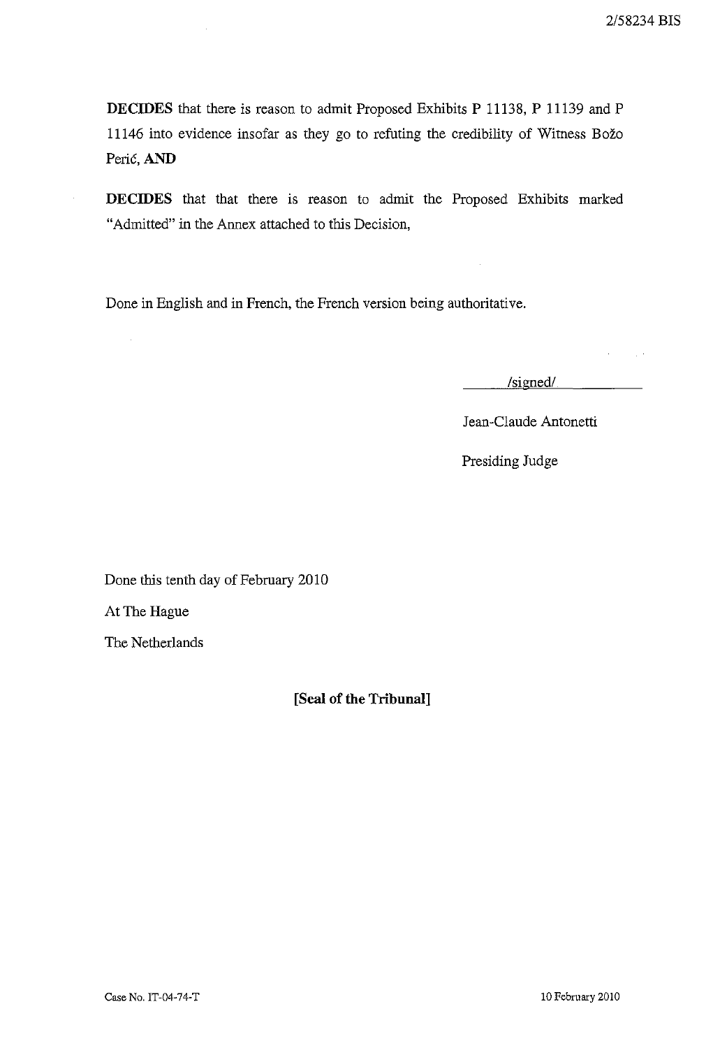**DECIDES** that there is reason to admit Proposed Exhibits P 11138, P 11139 and P 11146 into evidence insofar as they go to refuting the credibility of Witness Božo Perić, **AND**

**DECIDES** that that there is reason to admit the Proposed Exhibits marked "Admitted" in the Annex attached to this Decision,

Done in English and in French, the French version being authoritative.

/signed/

Jean-Claude Antonetti

Presiding Judge

Done this tenth day of February 2010

At The Hague

The Netherlands

**[Seal of the Tribunal]**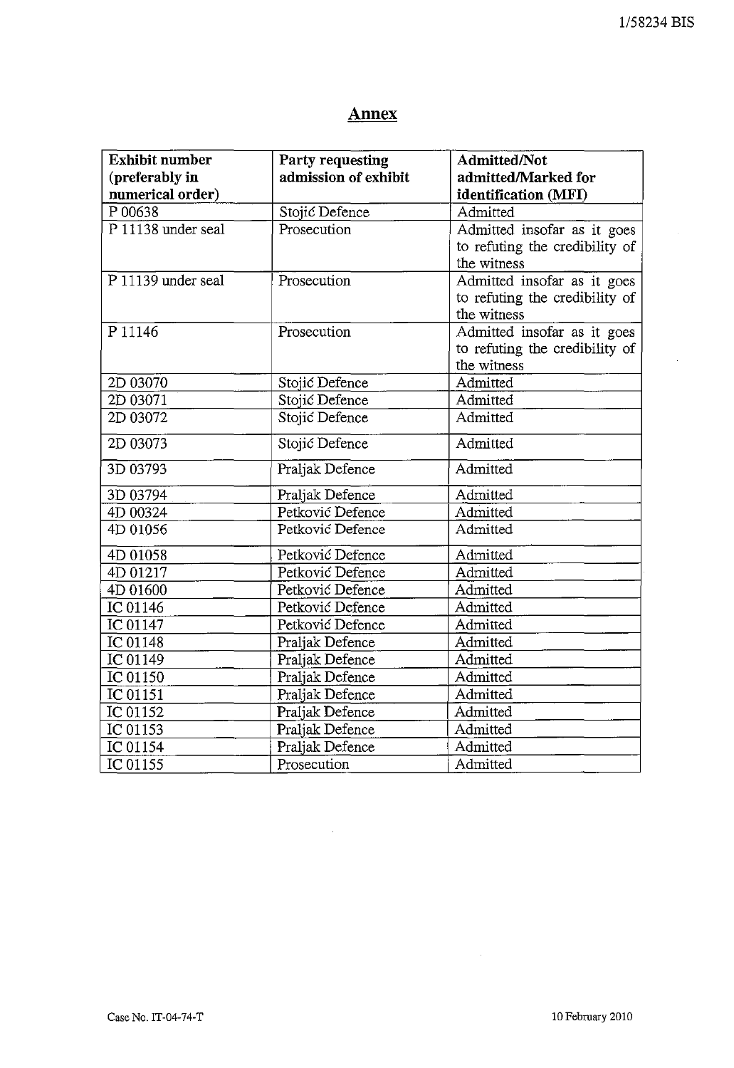## Annex

| Exhibit number (preferably in numerical order) | Party requesting admission of exhibit | Admitted/Not admitted/Marked for identification (MFI) |
|---|---|---|
| P 00638 | Stojić Defence | Admitted |
| P 11138 under seal | Prosecution | Admitted insofar as it goes to refuting the credibility of the witness |
| P 11139 under seal | Prosecution | Admitted insofar as it goes to refuting the credibility of the witness |
| P 11146 | Prosecution | Admitted insofar as it goes to refuting the credibility of the witness |
| 2D 03070 | Stojić Defence | Admitted |
| 2D 03071 | Stojić Defence | Admitted |
| 2D 03072 | Stojić Defence | Admitted |
| 2D 03073 | Stojić Defence | Admitted |
| 3D 03793 | Praljak Defence | Admitted |
| 3D 03794 | Praljak Defence | Admitted |
| 4D 00324 | Petković Defence | Admitted |
| 4D 01056 | Petković Defence | Admitted |
| 4D 01058 | Petković Defence | Admitted |
| 4D 01217 | Petković Defence | Admitted |
| 4D 01600 | Petković Defence | Admitted |
| IC 01146 | Petković Defence | Admitted |
| IC 01147 | Petković Defence | Admitted |
| IC 01148 | Praljak Defence | Admitted |
| IC 01149 | Praljak Defence | Admitted |
| IC 01150 | Praljak Defence | Admitted |
| IC 01151 | Praljak Defence | Admitted |
| IC 01152 | Praljak Defence | Admitted |
| IC 01153 | Praljak Defence | Admitted |
| IC 01154 | Praljak Defence | Admitted |
| IC 01155 | Prosecution | Admitted |